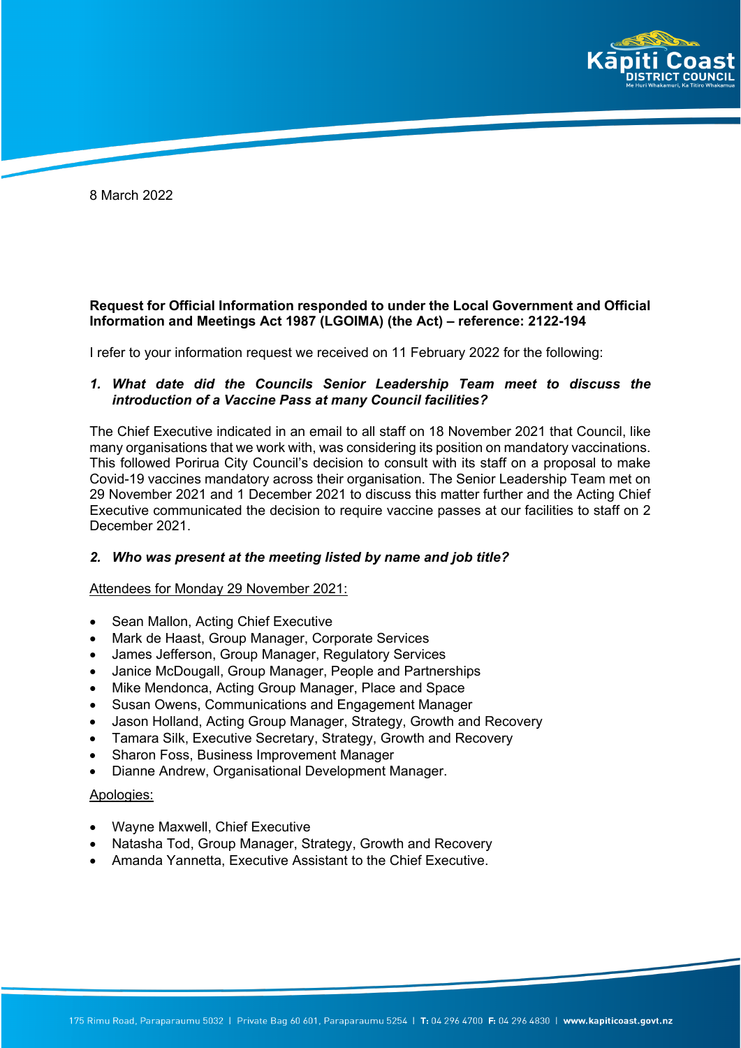8 March 2022

**Request for Official Information responded to under the Local Government and Official Information and Meetings Act 1987 (LGOIMA) (the Act) – reference: 2122-194**

I refer to your information request we received on 11 February 2022 for the following:

1. ***What date did the Councils Senior Leadership Team meet to discuss the introduction of a Vaccine Pass at many Council facilities?***

The Chief Executive indicated in an email to all staff on 18 November 2021 that Council, like many organisations that we work with, was considering its position on mandatory vaccinations. This followed Porirua City Council's decision to consult with its staff on a proposal to make Covid-19 vaccines mandatory across their organisation. The Senior Leadership Team met on 29 November 2021 and 1 December 2021 to discuss this matter further and the Acting Chief Executive communicated the decision to require vaccine passes at our facilities to staff on 2 December 2021.

2. ***Who was present at the meeting listed by name and job title?***

Attendees for Monday 29 November 2021:

- Sean Mallon, Acting Chief Executive
- Mark de Haast, Group Manager, Corporate Services
- James Jefferson, Group Manager, Regulatory Services
- Janice McDougall, Group Manager, People and Partnerships
- Mike Mendonca, Acting Group Manager, Place and Space
- Susan Owens, Communications and Engagement Manager
- Jason Holland, Acting Group Manager, Strategy, Growth and Recovery
- Tamara Silk, Executive Secretary, Strategy, Growth and Recovery
- Sharon Foss, Business Improvement Manager
- Dianne Andrew, Organisational Development Manager.

Apologies:

- Wayne Maxwell, Chief Executive
- Natasha Tod, Group Manager, Strategy, Growth and Recovery
- Amanda Yannetta, Executive Assistant to the Chief Executive.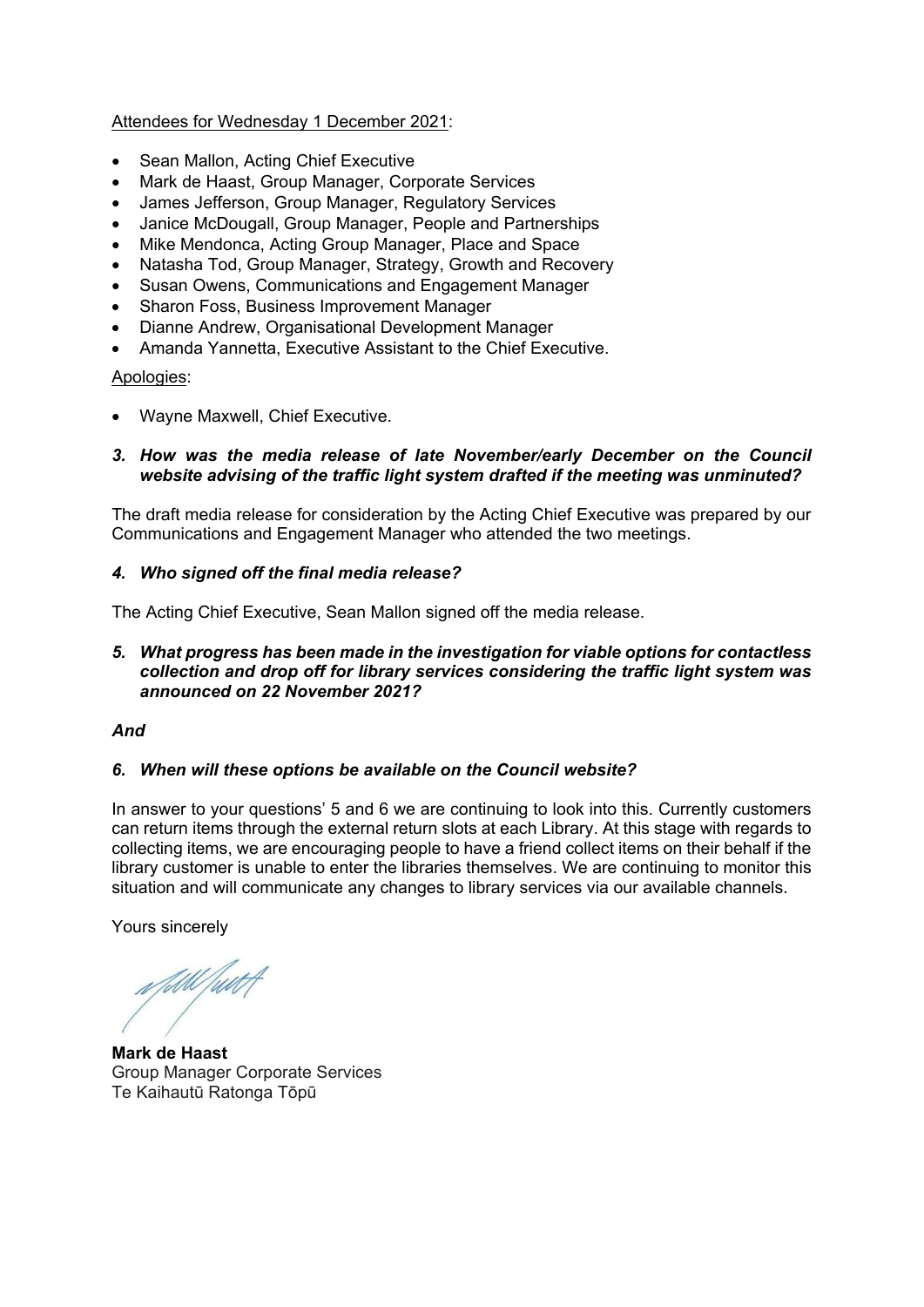Attendees for Wednesday 1 December 2021:

- Sean Mallon, Acting Chief Executive
- Mark de Haast, Group Manager, Corporate Services
- James Jefferson, Group Manager, Regulatory Services
- Janice McDougall, Group Manager, People and Partnerships
- Mike Mendonca, Acting Group Manager, Place and Space
- Natasha Tod, Group Manager, Strategy, Growth and Recovery
- Susan Owens, Communications and Engagement Manager
- Sharon Foss, Business Improvement Manager
- Dianne Andrew, Organisational Development Manager
- Amanda Yannetta, Executive Assistant to the Chief Executive.

Apologies:

- Wayne Maxwell, Chief Executive.

***3. How was the media release of late November/early December on the Council website advising of the traffic light system drafted if the meeting was unminuted?***

The draft media release for consideration by the Acting Chief Executive was prepared by our Communications and Engagement Manager who attended the two meetings.

***4. Who signed off the final media release?***

The Acting Chief Executive, Sean Mallon signed off the media release.

***5. What progress has been made in the investigation for viable options for contactless collection and drop off for library services considering the traffic light system was announced on 22 November 2021?***

***And***

***6. When will these options be available on the Council website?***

In answer to your questions' 5 and 6 we are continuing to look into this. Currently customers can return items through the external return slots at each Library. At this stage with regards to collecting items, we are encouraging people to have a friend collect items on their behalf if the library customer is unable to enter the libraries themselves. We are continuing to monitor this situation and will communicate any changes to library services via our available channels.

Yours sincerely

**Mark de Haast**
Group Manager Corporate Services
Te Kaihautū Ratonga Tōpū